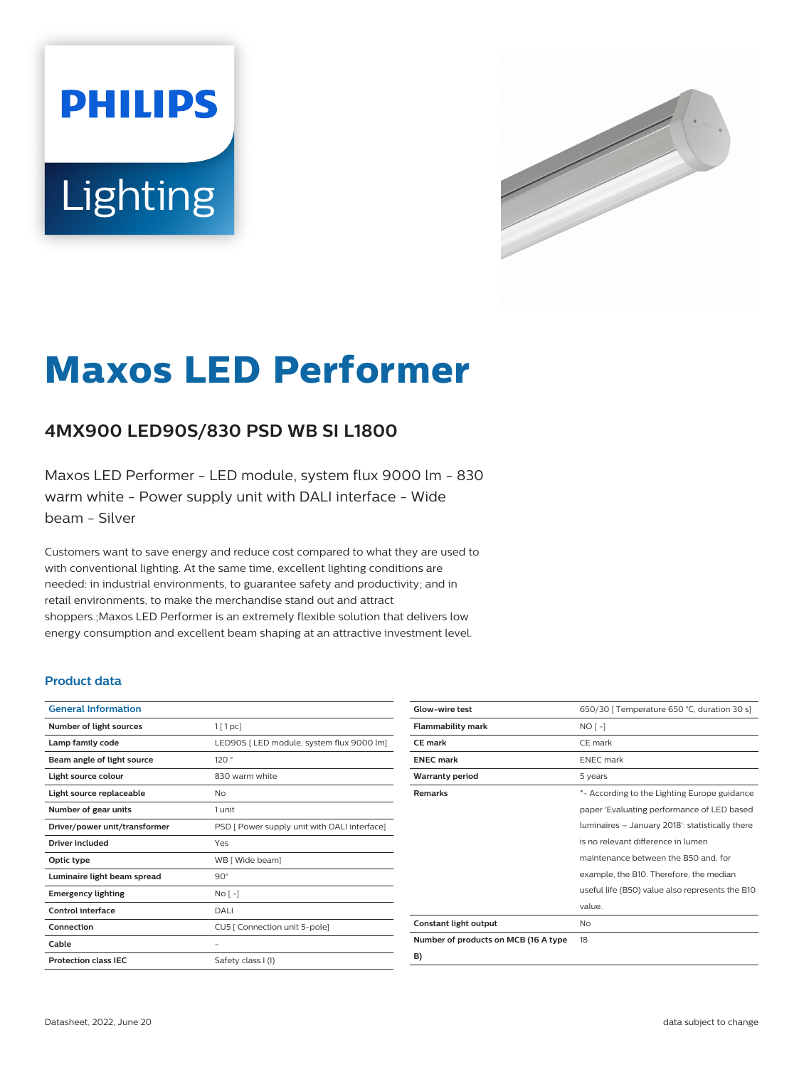# Maxos LED Performer

## 4MX900 LED90S/830 PSD WB SI L1800

Maxos LED Performer - LED module, system flux 9000 lm - 830 warm white - Power supply unit with DALI interface - Wide beam - Silver

Customers want to save energy and reduce cost compared to what they are used to with conventional lighting. At the same time, excellent lighting conditions are needed: in industrial environments, to guarantee safety and productivity; and in retail environments, to make the merchandise stand out and attract shoppers.;Maxos LED Performer is an extremely flexible solution that delivers low energy consumption and excellent beam shaping at an attractive investment level.

### Product data

| General Information | |
|---|---|
| Number of light sources | 1 [ 1 pc] |
| Lamp family code | LED90S [ LED module, system flux 9000 lm] |
| Beam angle of light source | 120 ° |
| Light source colour | 830 warm white |
| Light source replaceable | No |
| Number of gear units | 1 unit |
| Driver/power unit/transformer | PSD [ Power supply unit with DALI interface] |
| Driver included | Yes |
| Optic type | WB [ Wide beam] |
| Luminaire light beam spread | 90° |
| Emergency lighting | No [ -] |
| Control interface | DALI |
| Connection | CU5 [ Connection unit 5-pole] |
| Cable | - |
| Protection class IEC | Safety class I (I) |

| | |
|---|---|
| Glow-wire test | 650/30 [ Temperature 650 °C, duration 30 s] |
| Flammability mark | NO [ -] |
| CE mark | CE mark |
| ENEC mark | ENEC mark |
| Warranty period | 5 years |
| Remarks | *- According to the Lighting Europe guidance paper 'Evaluating performance of LED based luminaires – January 2018': statistically there is no relevant difference in lumen maintenance between the B50 and, for example, the B10. Therefore, the median useful life (B50) value also represents the B10 value. |
| Constant light output | No |
| Number of products on MCB (16 A type B) | 18 |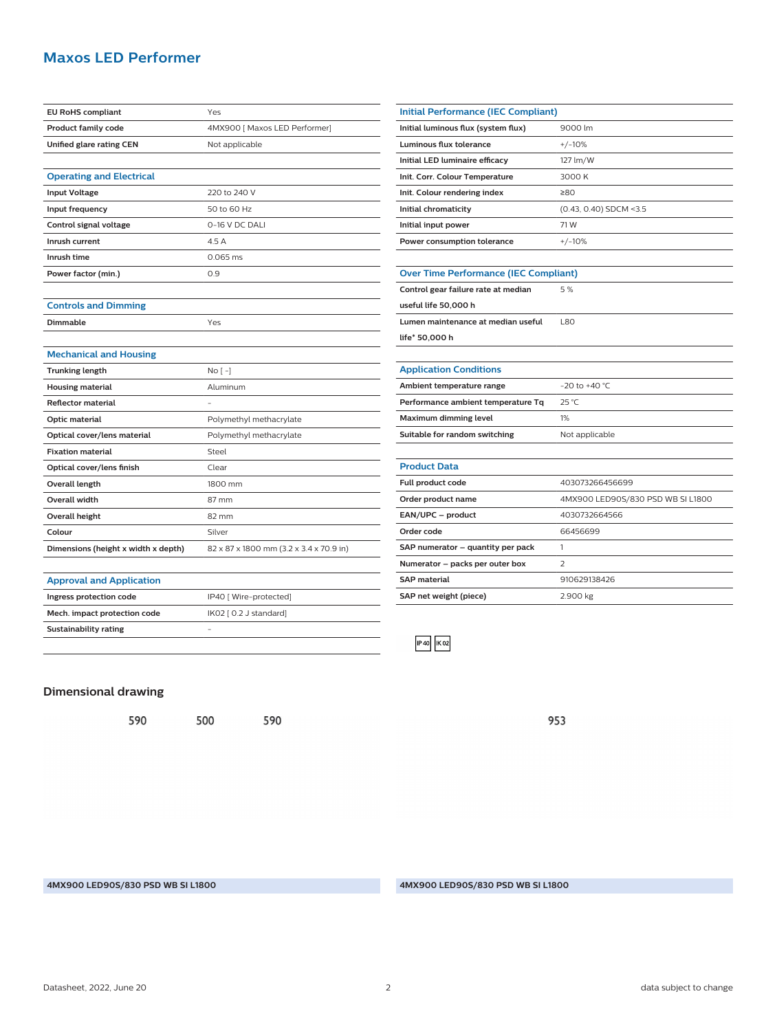# Maxos LED Performer

| | |
|---|---|
| EU RoHS compliant | Yes |
| Product family code | 4MX900 [ Maxos LED Performer] |
| Unified glare rating CEN | Not applicable |

| Operating and Electrical | |
|---|---|
| Input Voltage | 220 to 240 V |
| Input frequency | 50 to 60 Hz |
| Control signal voltage | 0-16 V DC DALI |
| Inrush current | 4.5 A |
| Inrush time | 0.065 ms |
| Power factor (min.) | 0.9 |

| Controls and Dimming | |
|---|---|
| Dimmable | Yes |

| Mechanical and Housing | |
|---|---|
| Trunking length | No [ -] |
| Housing material | Aluminum |
| Reflector material | - |
| Optic material | Polymethyl methacrylate |
| Optical cover/lens material | Polymethyl methacrylate |
| Fixation material | Steel |
| Optical cover/lens finish | Clear |
| Overall length | 1800 mm |
| Overall width | 87 mm |
| Overall height | 82 mm |
| Colour | Silver |
| Dimensions (height x width x depth) | 82 x 87 x 1800 mm (3.2 x 3.4 x 70.9 in) |

| Approval and Application | |
|---|---|
| Ingress protection code | IP40 [ Wire-protected] |
| Mech. impact protection code | IK02 [ 0.2 J standard] |
| Sustainability rating | - |

| Initial Performance (IEC Compliant) | |
|---|---|
| Initial luminous flux (system flux) | 9000 lm |
| Luminous flux tolerance | +/-10% |
| Initial LED luminaire efficacy | 127 lm/W |
| Init. Corr. Colour Temperature | 3000 K |
| Init. Colour rendering index | ≥80 |
| Initial chromaticity | (0.43, 0.40) SDCM <3.5 |
| Initial input power | 71 W |
| Power consumption tolerance | +/-10% |

| Over Time Performance (IEC Compliant) | |
|---|---|
| Control gear failure rate at median useful life 50,000 h | 5 % |
| Lumen maintenance at median useful life* 50,000 h | L80 |

| Application Conditions | |
|---|---|
| Ambient temperature range | -20 to +40 °C |
| Performance ambient temperature Tq | 25 °C |
| Maximum dimming level | 1% |
| Suitable for random switching | Not applicable |

| Product Data | |
|---|---|
| Full product code | 403073266456699 |
| Order product name | 4MX900 LED90S/830 PSD WB SI L1800 |
| EAN/UPC – product | 4030732664566 |
| Order code | 66456699 |
| SAP numerator – quantity per pack | 1 |
| Numerator – packs per outer box | 2 |
| SAP material | 910629138426 |
| SAP net weight (piece) | 2.900 kg |

IP 40 IK 02

## Dimensional drawing

590 500 590

953

4MX900 LED90S/830 PSD WB SI L1800

4MX900 LED90S/830 PSD WB SI L1800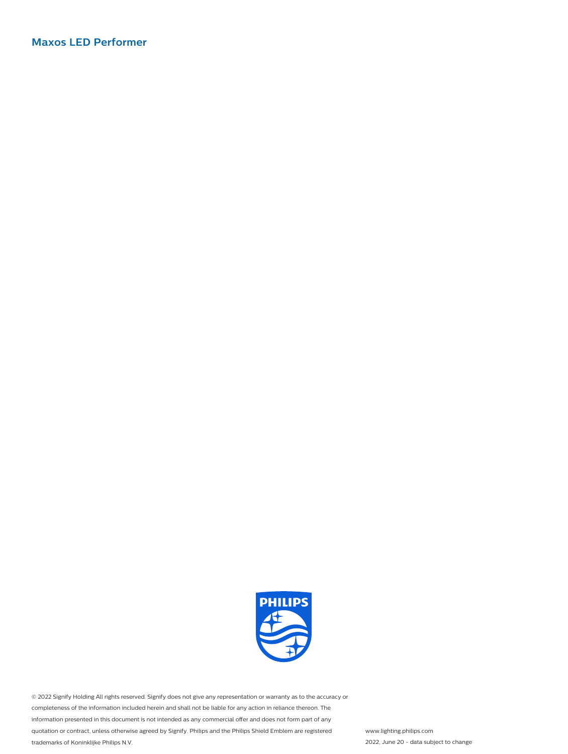© 2022 Signify Holding All rights reserved. Signify does not give any representation or warranty as to the accuracy or completeness of the information included herein and shall not be liable for any action in reliance thereon. The information presented in this document is not intended as any commercial offer and does not form part of any quotation or contract, unless otherwise agreed by Signify. Philips and the Philips Shield Emblem are registered trademarks of Koninklijke Philips N.V.

www.lighting.philips.com

2022, June 20 - data subject to change